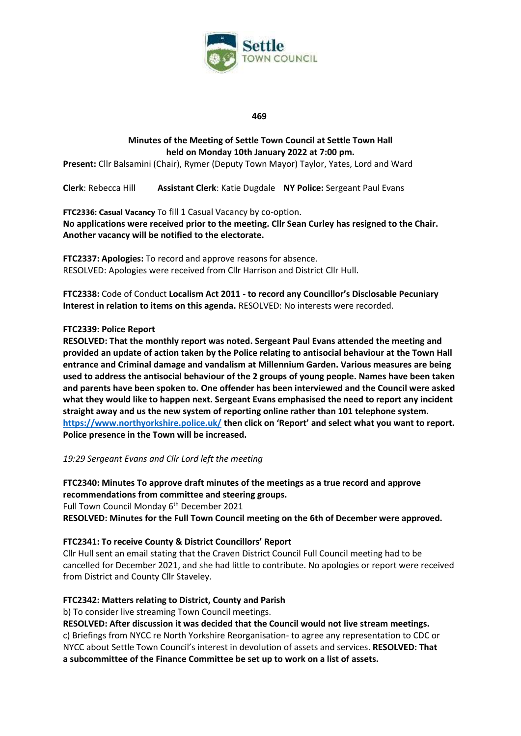Settle TOWN COUNCIL

469

# Minutes of the Meeting of Settle Town Council at Settle Town Hall held on Monday 10th January 2022 at 7:00 pm.

**Present:** Cllr Balsamini (Chair), Rymer (Deputy Town Mayor) Taylor, Yates, Lord and Ward

**Clerk**: Rebecca Hill **Assistant Clerk**: Katie Dugdale **NY Police:** Sergeant Paul Evans

**FTC2336: Casual Vacancy** To fill 1 Casual Vacancy by co-option.
**No applications were received prior to the meeting. Cllr Sean Curley has resigned to the Chair. Another vacancy will be notified to the electorate.**

**FTC2337: Apologies:** To record and approve reasons for absence.
RESOLVED: Apologies were received from Cllr Harrison and District Cllr Hull.

**FTC2338:** Code of Conduct **Localism Act 2011 - to record any Councillor's Disclosable Pecuniary Interest in relation to items on this agenda.** RESOLVED: No interests were recorded.

**FTC2339: Police Report**
**RESOLVED: That the monthly report was noted. Sergeant Paul Evans attended the meeting and provided an update of action taken by the Police relating to antisocial behaviour at the Town Hall entrance and Criminal damage and vandalism at Millennium Garden. Various measures are being used to address the antisocial behaviour of the 2 groups of young people. Names have been taken and parents have been spoken to. One offender has been interviewed and the Council were asked what they would like to happen next. Sergeant Evans emphasised the need to report any incident straight away and us the new system of reporting online rather than 101 telephone system. https://www.northyorkshire.police.uk/ then click on 'Report' and select what you want to report. Police presence in the Town will be increased.**

*19:29 Sergeant Evans and Cllr Lord left the meeting*

**FTC2340: Minutes To approve draft minutes of the meetings as a true record and approve recommendations from committee and steering groups.**
Full Town Council Monday 6th December 2021
**RESOLVED: Minutes for the Full Town Council meeting on the 6th of December were approved.**

**FTC2341: To receive County & District Councillors' Report**
Cllr Hull sent an email stating that the Craven District Council Full Council meeting had to be cancelled for December 2021, and she had little to contribute. No apologies or report were received from District and County Cllr Staveley.

**FTC2342: Matters relating to District, County and Parish**
b) To consider live streaming Town Council meetings.
**RESOLVED: After discussion it was decided that the Council would not live stream meetings.**
c) Briefings from NYCC re North Yorkshire Reorganisation- to agree any representation to CDC or NYCC about Settle Town Council's interest in devolution of assets and services. **RESOLVED: That a subcommittee of the Finance Committee be set up to work on a list of assets.**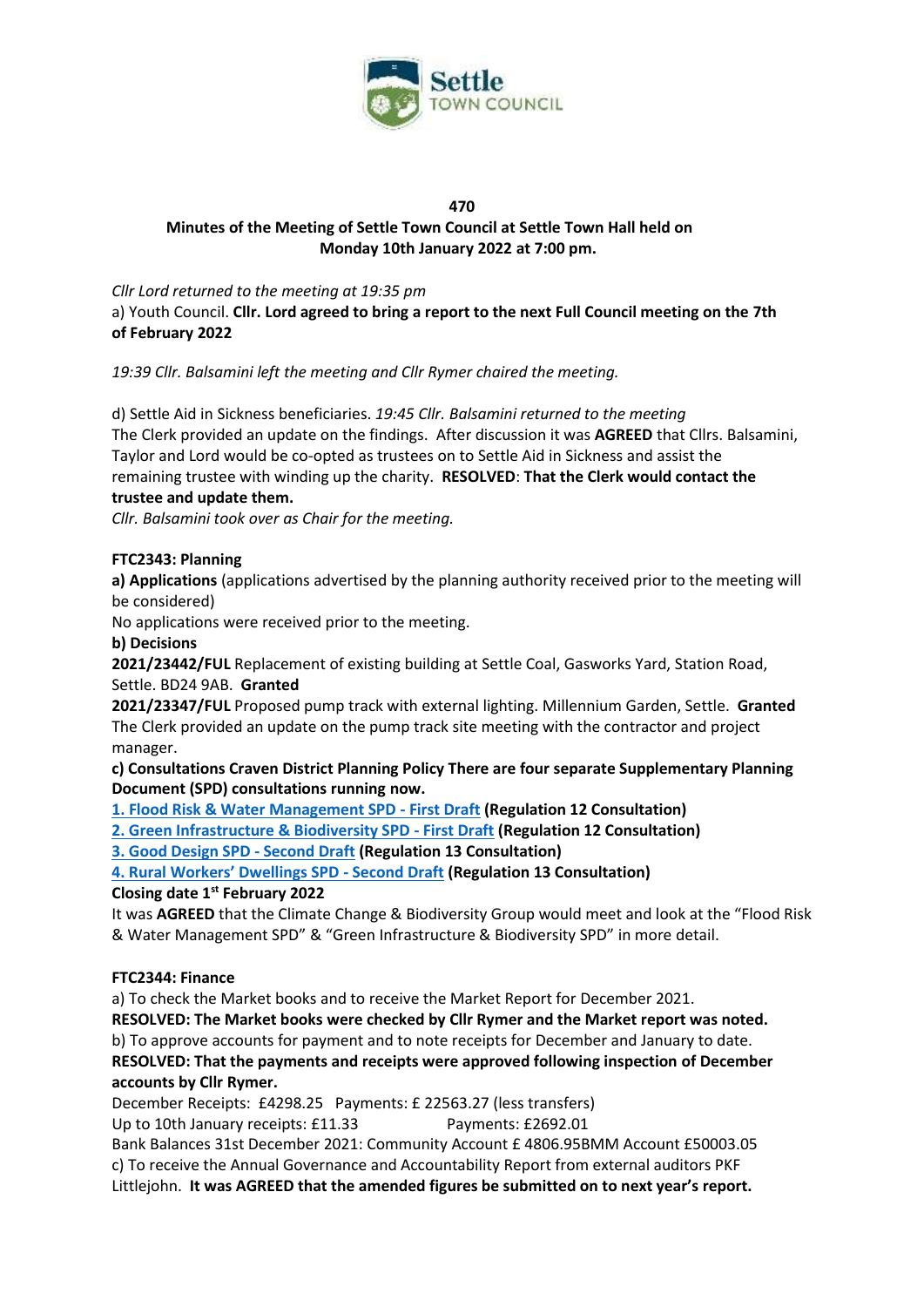**470**

**Minutes of the Meeting of Settle Town Council at Settle Town Hall held on Monday 10th January 2022 at 7:00 pm.**

*Cllr Lord returned to the meeting at 19:35 pm*

a) Youth Council. **Cllr. Lord agreed to bring a report to the next Full Council meeting on the 7th of February 2022**

*19:39 Cllr. Balsamini left the meeting and Cllr Rymer chaired the meeting.*

d) Settle Aid in Sickness beneficiaries. *19:45 Cllr. Balsamini returned to the meeting*

The Clerk provided an update on the findings. After discussion it was **AGREED** that Cllrs. Balsamini, Taylor and Lord would be co-opted as trustees on to Settle Aid in Sickness and assist the remaining trustee with winding up the charity. **RESOLVED**: **That the Clerk would contact the trustee and update them.**

*Cllr. Balsamini took over as Chair for the meeting.*

**FTC2343: Planning**

**a) Applications** (applications advertised by the planning authority received prior to the meeting will be considered)

No applications were received prior to the meeting.

**b) Decisions**

**2021/23442/FUL** Replacement of existing building at Settle Coal, Gasworks Yard, Station Road, Settle. BD24 9AB. **Granted**

**2021/23347/FUL** Proposed pump track with external lighting. Millennium Garden, Settle. **Granted**

The Clerk provided an update on the pump track site meeting with the contractor and project manager.

**c) Consultations Craven District Planning Policy There are four separate Supplementary Planning Document (SPD) consultations running now.**

1. Flood Risk & Water Management SPD - First Draft **(Regulation 12 Consultation)**

2. Green Infrastructure & Biodiversity SPD - First Draft **(Regulation 12 Consultation)**

3. Good Design SPD - Second Draft **(Regulation 13 Consultation)**

4. Rural Workers' Dwellings SPD - Second Draft **(Regulation 13 Consultation)**

**Closing date 1st February 2022**

It was **AGREED** that the Climate Change & Biodiversity Group would meet and look at the "Flood Risk & Water Management SPD" & "Green Infrastructure & Biodiversity SPD" in more detail.

**FTC2344: Finance**

a) To check the Market books and to receive the Market Report for December 2021.

**RESOLVED: The Market books were checked by Cllr Rymer and the Market report was noted.**

b) To approve accounts for payment and to note receipts for December and January to date.

**RESOLVED: That the payments and receipts were approved following inspection of December accounts by Cllr Rymer.**

December Receipts: £4298.25 Payments: £ 22563.27 (less transfers)

Up to 10th January receipts: £11.33 Payments: £2692.01

Bank Balances 31st December 2021: Community Account £ 4806.95BMM Account £50003.05

c) To receive the Annual Governance and Accountability Report from external auditors PKF Littlejohn. **It was AGREED that the amended figures be submitted on to next year's report.**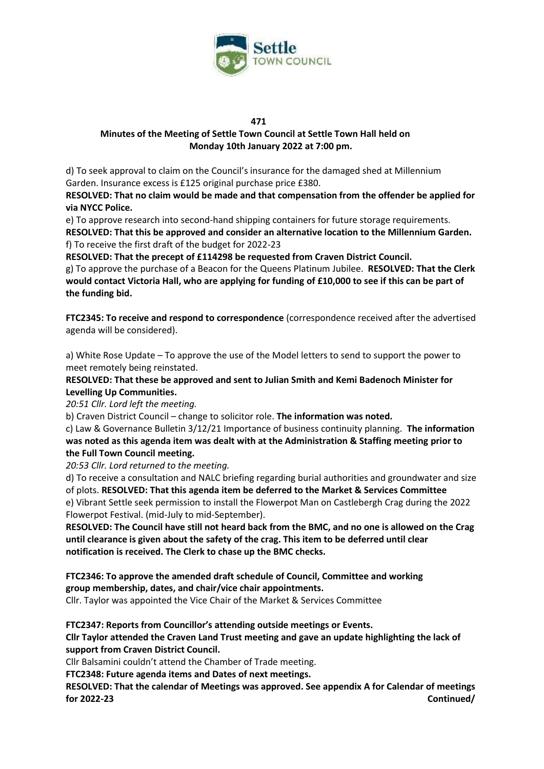471

**Minutes of the Meeting of Settle Town Council at Settle Town Hall held on Monday 10th January 2022 at 7:00 pm.**

d) To seek approval to claim on the Council's insurance for the damaged shed at Millennium Garden. Insurance excess is £125 original purchase price £380.

**RESOLVED: That no claim would be made and that compensation from the offender be applied for via NYCC Police.**

e) To approve research into second-hand shipping containers for future storage requirements.

**RESOLVED: That this be approved and consider an alternative location to the Millennium Garden.**

f) To receive the first draft of the budget for 2022-23

**RESOLVED: That the precept of £114298 be requested from Craven District Council.**

g) To approve the purchase of a Beacon for the Queens Platinum Jubilee. **RESOLVED: That the Clerk would contact Victoria Hall, who are applying for funding of £10,000 to see if this can be part of the funding bid.**

**FTC2345: To receive and respond to correspondence** (correspondence received after the advertised agenda will be considered).

a) White Rose Update – To approve the use of the Model letters to send to support the power to meet remotely being reinstated.

**RESOLVED: That these be approved and sent to Julian Smith and Kemi Badenoch Minister for Levelling Up Communities.**

*20:51 Cllr. Lord left the meeting.*

b) Craven District Council – change to solicitor role. **The information was noted.**

c) Law & Governance Bulletin 3/12/21 Importance of business continuity planning. **The information was noted as this agenda item was dealt with at the Administration & Staffing meeting prior to the Full Town Council meeting.**

*20:53 Cllr. Lord returned to the meeting.*

d) To receive a consultation and NALC briefing regarding burial authorities and groundwater and size of plots. **RESOLVED: That this agenda item be deferred to the Market & Services Committee**

e) Vibrant Settle seek permission to install the Flowerpot Man on Castlebergh Crag during the 2022 Flowerpot Festival. (mid-July to mid-September).

**RESOLVED: The Council have still not heard back from the BMC, and no one is allowed on the Crag until clearance is given about the safety of the crag. This item to be deferred until clear notification is received. The Clerk to chase up the BMC checks.**

**FTC2346: To approve the amended draft schedule of Council, Committee and working group membership, dates, and chair/vice chair appointments.**

Cllr. Taylor was appointed the Vice Chair of the Market & Services Committee

**FTC2347: Reports from Councillor's attending outside meetings or Events.**

**Cllr Taylor attended the Craven Land Trust meeting and gave an update highlighting the lack of support from Craven District Council.**

Cllr Balsamini couldn't attend the Chamber of Trade meeting.

**FTC2348: Future agenda items and Dates of next meetings.**

**RESOLVED: That the calendar of Meetings was approved. See appendix A for Calendar of meetings for 2022-23**

**Continued/**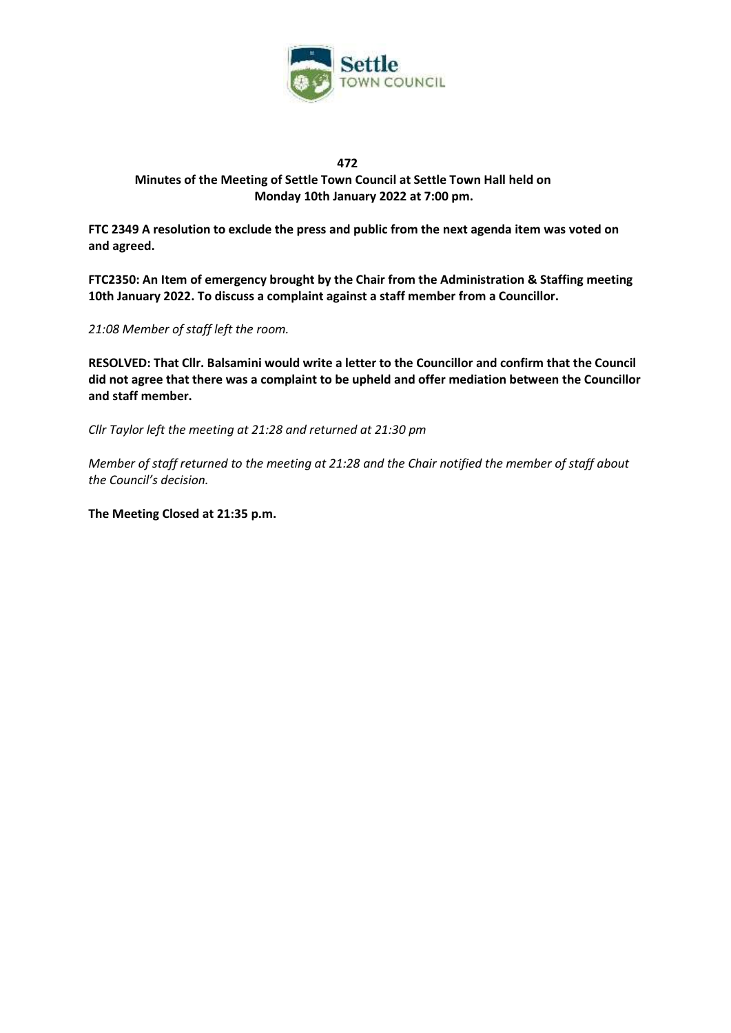472

**Minutes of the Meeting of Settle Town Council at Settle Town Hall held on Monday 10th January 2022 at 7:00 pm.**

**FTC 2349 A resolution to exclude the press and public from the next agenda item was voted on and agreed.**

**FTC2350: An Item of emergency brought by the Chair from the Administration & Staffing meeting 10th January 2022. To discuss a complaint against a staff member from a Councillor.**

*21:08 Member of staff left the room.*

**RESOLVED: That Cllr. Balsamini would write a letter to the Councillor and confirm that the Council did not agree that there was a complaint to be upheld and offer mediation between the Councillor and staff member.**

*Cllr Taylor left the meeting at 21:28 and returned at 21:30 pm*

*Member of staff returned to the meeting at 21:28 and the Chair notified the member of staff about the Council's decision.*

**The Meeting Closed at 21:35 p.m.**